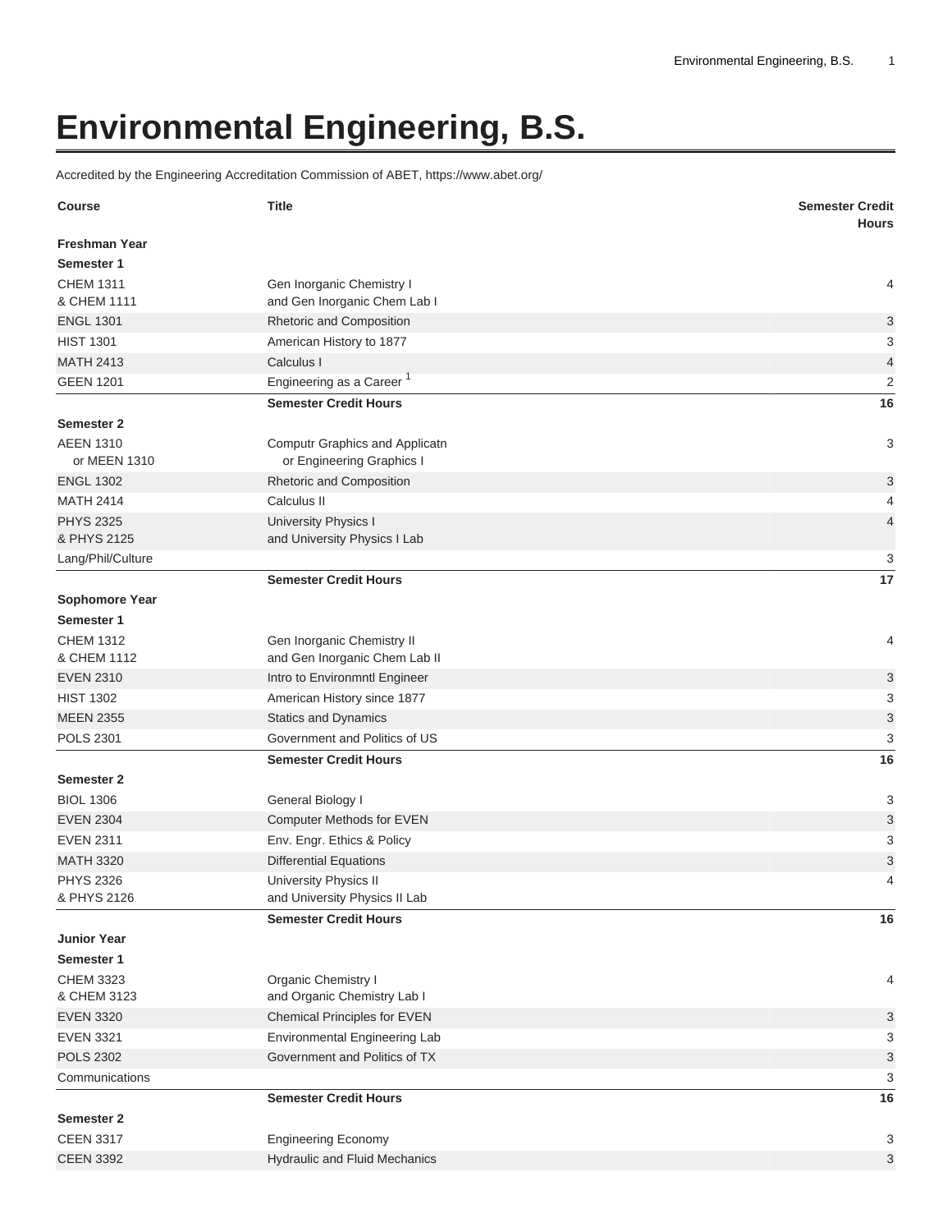# Environmental Engineering, B.S.

Accredited by the Engineering Accreditation Commission of ABET, https://www.abet.org/

| Course | Title | Semester Credit Hours |
|---|---|---|
| **Freshman Year** | | |
| **Semester 1** | | |
| CHEM 1311<br>& CHEM 1111 | Gen Inorganic Chemistry I<br>and Gen Inorganic Chem Lab I | 4 |
| ENGL 1301 | Rhetoric and Composition | 3 |
| HIST 1301 | American History to 1877 | 3 |
| MATH 2413 | Calculus I | 4 |
| GEEN 1201 | Engineering as a Career [1] | 2 |
| | **Semester Credit Hours** | **16** |
| **Semester 2** | | |
| AEEN 1310<br>or MEEN 1310 | Computr Graphics and Applicatn<br>or Engineering Graphics I | 3 |
| ENGL 1302 | Rhetoric and Composition | 3 |
| MATH 2414 | Calculus II | 4 |
| PHYS 2325<br>& PHYS 2125 | University Physics I<br>and University Physics I Lab | 4 |
| Lang/Phil/Culture | | 3 |
| | **Semester Credit Hours** | **17** |
| **Sophomore Year** | | |
| **Semester 1** | | |
| CHEM 1312<br>& CHEM 1112 | Gen Inorganic Chemistry II<br>and Gen Inorganic Chem Lab II | 4 |
| EVEN 2310 | Intro to Environmntl Engineer | 3 |
| HIST 1302 | American History since 1877 | 3 |
| MEEN 2355 | Statics and Dynamics | 3 |
| POLS 2301 | Government and Politics of US | 3 |
| | **Semester Credit Hours** | **16** |
| **Semester 2** | | |
| BIOL 1306 | General Biology I | 3 |
| EVEN 2304 | Computer Methods for EVEN | 3 |
| EVEN 2311 | Env. Engr. Ethics & Policy | 3 |
| MATH 3320 | Differential Equations | 3 |
| PHYS 2326<br>& PHYS 2126 | University Physics II<br>and University Physics II Lab | 4 |
| | **Semester Credit Hours** | **16** |
| **Junior Year** | | |
| **Semester 1** | | |
| CHEM 3323<br>& CHEM 3123 | Organic Chemistry I<br>and Organic Chemistry Lab I | 4 |
| EVEN 3320 | Chemical Principles for EVEN | 3 |
| EVEN 3321 | Environmental Engineering Lab | 3 |
| POLS 2302 | Government and Politics of TX | 3 |
| Communications | | 3 |
| | **Semester Credit Hours** | **16** |
| **Semester 2** | | |
| CEEN 3317 | Engineering Economy | 3 |
| CEEN 3392 | Hydraulic and Fluid Mechanics | 3 |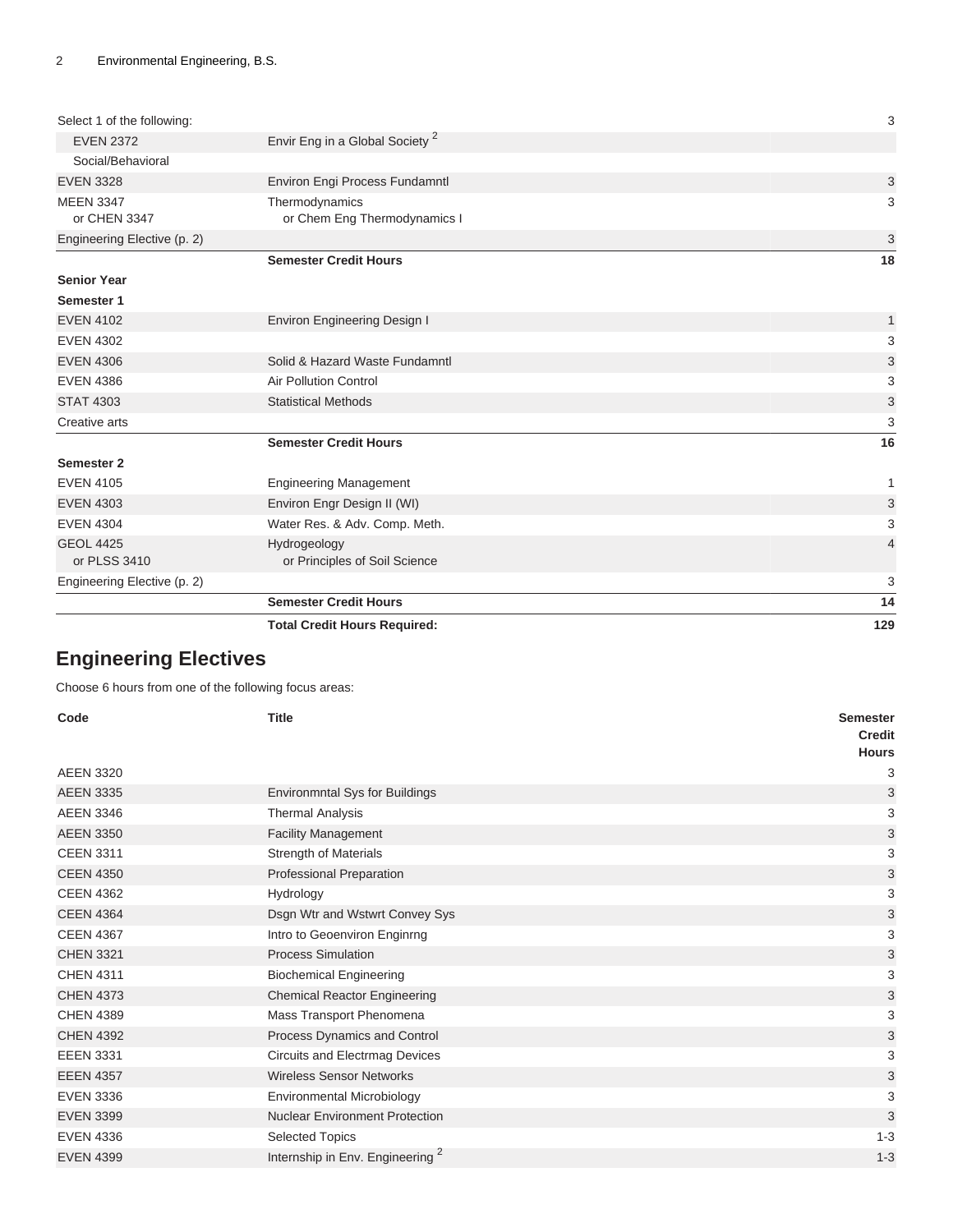| | | |
|---|---|---|
| Select 1 of the following: | | 3 |
| EVEN 2372 | Envir Eng in a Global Society [2] | |
| Social/Behavioral | | |
| EVEN 3328 | Environ Engi Process Fundamntl | 3 |
| MEEN 3347<br>or CHEN 3347 | Thermodynamics<br>or Chem Eng Thermodynamics I | 3 |
| Engineering Elective (p. 2) | | 3 |
| | **Semester Credit Hours** | **18** |
| **Senior Year** | | |
| **Semester 1** | | |
| EVEN 4102 | Environ Engineering Design I | 1 |
| EVEN 4302 | | 3 |
| EVEN 4306 | Solid & Hazard Waste Fundamntl | 3 |
| EVEN 4386 | Air Pollution Control | 3 |
| STAT 4303 | Statistical Methods | 3 |
| Creative arts | | 3 |
| | **Semester Credit Hours** | **16** |
| **Semester 2** | | |
| EVEN 4105 | Engineering Management | 1 |
| EVEN 4303 | Environ Engr Design II (WI) | 3 |
| EVEN 4304 | Water Res. & Adv. Comp. Meth. | 3 |
| GEOL 4425<br>or PLSS 3410 | Hydrogeology<br>or Principles of Soil Science | 4 |
| Engineering Elective (p. 2) | | 3 |
| | **Semester Credit Hours** | **14** |
| | **Total Credit Hours Required:** | **129** |

## Engineering Electives

Choose 6 hours from one of the following focus areas:

| Code | Title | Semester Credit Hours |
|---|---|---|
| AEEN 3320 | | 3 |
| AEEN 3335 | Environmntal Sys for Buildings | 3 |
| AEEN 3346 | Thermal Analysis | 3 |
| AEEN 3350 | Facility Management | 3 |
| CEEN 3311 | Strength of Materials | 3 |
| CEEN 4350 | Professional Preparation | 3 |
| CEEN 4362 | Hydrology | 3 |
| CEEN 4364 | Dsgn Wtr and Wstwrt Convey Sys | 3 |
| CEEN 4367 | Intro to Geoenviron Enginrng | 3 |
| CHEN 3321 | Process Simulation | 3 |
| CHEN 4311 | Biochemical Engineering | 3 |
| CHEN 4373 | Chemical Reactor Engineering | 3 |
| CHEN 4389 | Mass Transport Phenomena | 3 |
| CHEN 4392 | Process Dynamics and Control | 3 |
| EEEN 3331 | Circuits and Electrmag Devices | 3 |
| EEEN 4357 | Wireless Sensor Networks | 3 |
| EVEN 3336 | Environmental Microbiology | 3 |
| EVEN 3399 | Nuclear Environment Protection | 3 |
| EVEN 4336 | Selected Topics | 1-3 |
| EVEN 4399 | Internship in Env. Engineering [2] | 1-3 |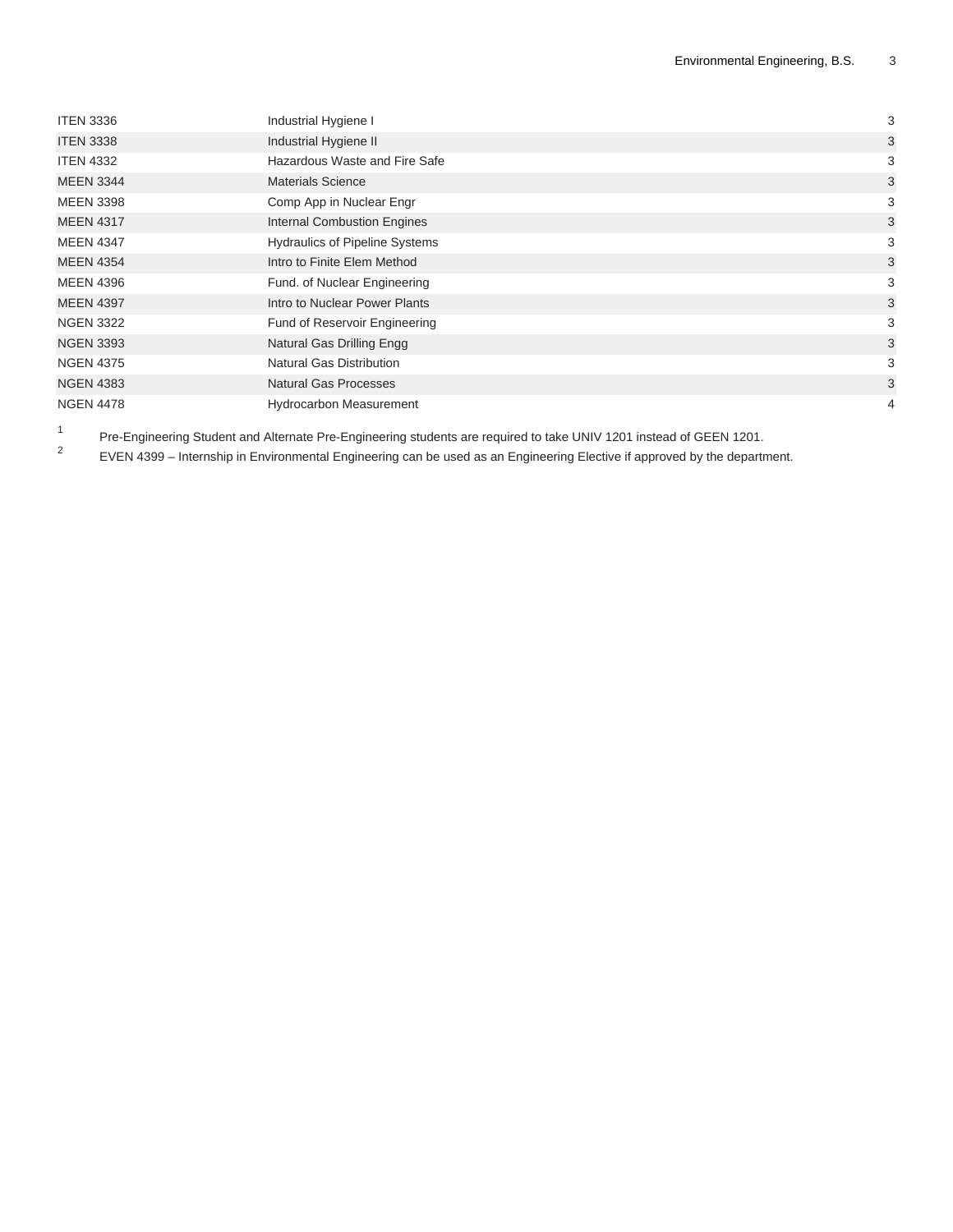| | | |
|---|---|---|
| ITEN 3336 | Industrial Hygiene I | 3 |
| ITEN 3338 | Industrial Hygiene II | 3 |
| ITEN 4332 | Hazardous Waste and Fire Safe | 3 |
| MEEN 3344 | Materials Science | 3 |
| MEEN 3398 | Comp App in Nuclear Engr | 3 |
| MEEN 4317 | Internal Combustion Engines | 3 |
| MEEN 4347 | Hydraulics of Pipeline Systems | 3 |
| MEEN 4354 | Intro to Finite Elem Method | 3 |
| MEEN 4396 | Fund. of Nuclear Engineering | 3 |
| MEEN 4397 | Intro to Nuclear Power Plants | 3 |
| NGEN 3322 | Fund of Reservoir Engineering | 3 |
| NGEN 3393 | Natural Gas Drilling Engg | 3 |
| NGEN 4375 | Natural Gas Distribution | 3 |
| NGEN 4383 | Natural Gas Processes | 3 |
| NGEN 4478 | Hydrocarbon Measurement | 4 |

[1] Pre-Engineering Student and Alternate Pre-Engineering students are required to take UNIV 1201 instead of GEEN 1201.

[2] EVEN 4399 – Internship in Environmental Engineering can be used as an Engineering Elective if approved by the department.